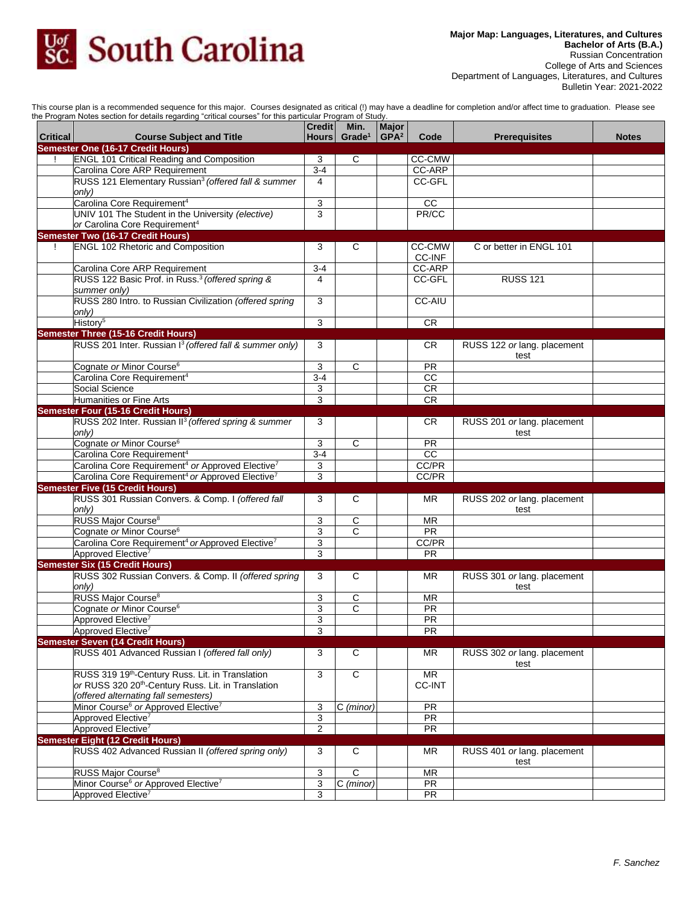# South Carolina

**Major Map: Languages, Literatures, and Cultures**
**Bachelor of Arts (B.A.)**
Russian Concentration
College of Arts and Sciences
Department of Languages, Literatures, and Cultures
Bulletin Year: 2021-2022

This course plan is a recommended sequence for this major. Courses designated as critical (!) may have a deadline for completion and/or affect time to graduation. Please see the Program Notes section for details regarding "critical courses" for this particular Program of Study.

| Critical | Course Subject and Title | Credit Hours | Min. Grade[1] | Major GPA[2] | Code | Prerequisites | Notes |
|---|---|---|---|---|---|---|---|
| **Semester One (16-17 Credit Hours)** | | | | | | | |
| ! | ENGL 101 Critical Reading and Composition | 3 | C | | CC-CMW | | |
| | Carolina Core ARP Requirement | 3-4 | | | CC-ARP | | |
| | RUSS 121 Elementary Russian[3] *(offered fall & summer only)* | 4 | | | CC-GFL | | |
| | Carolina Core Requirement[4] | 3 | | | CC | | |
| | UNIV 101 The Student in the University *(elective)* *or* Carolina Core Requirement[4] | 3 | | | PR/CC | | |
| **Semester Two (16-17 Credit Hours)** | | | | | | | |
| ! | ENGL 102 Rhetoric and Composition | 3 | C | | CC-CMW CC-INF | C or better in ENGL 101 | |
| | Carolina Core ARP Requirement | 3-4 | | | CC-ARP | | |
| | RUSS 122 Basic Prof. in Russ.[3] *(offered spring & summer only)* | 4 | | | CC-GFL | RUSS 121 | |
| | RUSS 280 Intro. to Russian Civilization *(offered spring only)* | 3 | | | CC-AIU | | |
| | History[5] | 3 | | | CR | | |
| **Semester Three (15-16 Credit Hours)** | | | | | | | |
| | RUSS 201 Inter. Russian I[3] *(offered fall & summer only)* | 3 | | | CR | RUSS 122 *or* lang. placement test | |
| | Cognate *or* Minor Course[6] | 3 | C | | PR | | |
| | Carolina Core Requirement[4] | 3-4 | | | CC | | |
| | Social Science | 3 | | | CR | | |
| | Humanities or Fine Arts | 3 | | | CR | | |
| **Semester Four (15-16 Credit Hours)** | | | | | | | |
| | RUSS 202 Inter. Russian II[3] *(offered spring & summer only)* | 3 | | | CR | RUSS 201 *or* lang. placement test | |
| | Cognate *or* Minor Course[6] | 3 | C | | PR | | |
| | Carolina Core Requirement[4] | 3-4 | | | CC | | |
| | Carolina Core Requirement[4] *or* Approved Elective[7] | 3 | | | CC/PR | | |
| | Carolina Core Requirement[4] *or* Approved Elective[7] | 3 | | | CC/PR | | |
| **Semester Five (15 Credit Hours)** | | | | | | | |
| | RUSS 301 Russian Convers. & Comp. I *(offered fall only)* | 3 | C | | MR | RUSS 202 *or* lang. placement test | |
| | RUSS Major Course[8] | 3 | C | | MR | | |
| | Cognate *or* Minor Course[6] | 3 | C | | PR | | |
| | Carolina Core Requirement[4] *or* Approved Elective[7] | 3 | | | CC/PR | | |
| | Approved Elective[7] | 3 | | | PR | | |
| **Semester Six (15 Credit Hours)** | | | | | | | |
| | RUSS 302 Russian Convers. & Comp. II *(offered spring only)* | 3 | C | | MR | RUSS 301 *or* lang. placement test | |
| | RUSS Major Course[8] | 3 | C | | MR | | |
| | Cognate *or* Minor Course[6] | 3 | C | | PR | | |
| | Approved Elective[7] | 3 | | | PR | | |
| | Approved Elective[7] | 3 | | | PR | | |
| **Semester Seven (14 Credit Hours)** | | | | | | | |
| | RUSS 401 Advanced Russian I *(offered fall only)* | 3 | C | | MR | RUSS 302 *or* lang. placement test | |
| | RUSS 319 19th-Century Russ. Lit. in Translation *or* RUSS 320 20th-Century Russ. Lit. in Translation *(offered alternating fall semesters)* | 3 | C | | MR CC-INT | | |
| | Minor Course[6] *or* Approved Elective[7] | 3 | C *(minor)* | | PR | | |
| | Approved Elective[7] | 3 | | | PR | | |
| | Approved Elective[7] | 2 | | | PR | | |
| **Semester Eight (12 Credit Hours)** | | | | | | | |
| | RUSS 402 Advanced Russian II *(offered spring only)* | 3 | C | | MR | RUSS 401 *or* lang. placement test | |
| | RUSS Major Course[8] | 3 | C | | MR | | |
| | Minor Course[6] *or* Approved Elective[7] | 3 | C *(minor)* | | PR | | |
| | Approved Elective[7] | 3 | | | PR | | |

*F. Sanchez*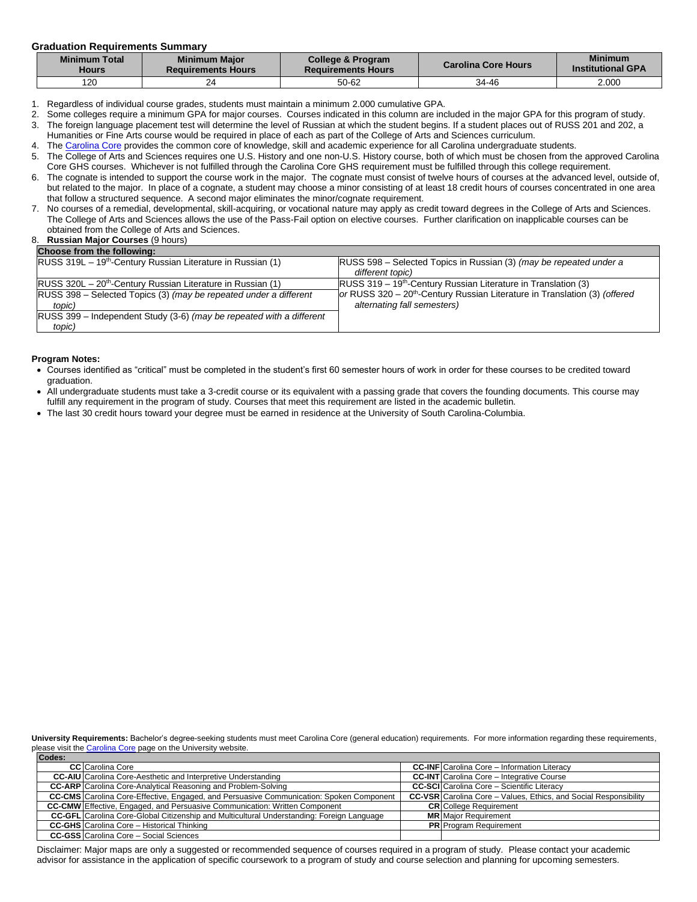## Graduation Requirements Summary

| Minimum Total Hours | Minimum Major Requirements Hours | College & Program Requirements Hours | Carolina Core Hours | Minimum Institutional GPA |
|---|---|---|---|---|
| 120 | 24 | 50-62 | 34-46 | 2.000 |

1. Regardless of individual course grades, students must maintain a minimum 2.000 cumulative GPA.
2. Some colleges require a minimum GPA for major courses. Courses indicated in this column are included in the major GPA for this program of study.
3. The foreign language placement test will determine the level of Russian at which the student begins. If a student places out of RUSS 201 and 202, a Humanities or Fine Arts course would be required in place of each as part of the College of Arts and Sciences curriculum.
4. The Carolina Core provides the common core of knowledge, skill and academic experience for all Carolina undergraduate students.
5. The College of Arts and Sciences requires one U.S. History and one non-U.S. History course, both of which must be chosen from the approved Carolina Core GHS courses. Whichever is not fulfilled through the Carolina Core GHS requirement must be fulfilled through this college requirement.
6. The cognate is intended to support the course work in the major. The cognate must consist of twelve hours of courses at the advanced level, outside of, but related to the major. In place of a cognate, a student may choose a minor consisting of at least 18 credit hours of courses concentrated in one area that follow a structured sequence. A second major eliminates the minor/cognate requirement.
7. No courses of a remedial, developmental, skill-acquiring, or vocational nature may apply as credit toward degrees in the College of Arts and Sciences. The College of Arts and Sciences allows the use of the Pass-Fail option on elective courses. Further clarification on inapplicable courses can be obtained from the College of Arts and Sciences.
8. **Russian Major Courses** (9 hours)

| **Choose from the following:** | |
|---|---|
| RUSS 319L – 19th-Century Russian Literature in Russian (1) | RUSS 598 – Selected Topics in Russian (3) *(may be repeated under a different topic)* |
| RUSS 320L – 20th-Century Russian Literature in Russian (1) | RUSS 319 – 19th-Century Russian Literature in Translation (3) |
| RUSS 398 – Selected Topics (3) *(may be repeated under a different topic)* | *or* RUSS 320 – 20th-Century Russian Literature in Translation (3) *(offered alternating fall semesters)* |
| RUSS 399 – Independent Study (3-6) *(may be repeated with a different topic)* | |

**Program Notes:**

- Courses identified as "critical" must be completed in the student's first 60 semester hours of work in order for these courses to be credited toward graduation.
- All undergraduate students must take a 3-credit course or its equivalent with a passing grade that covers the founding documents. This course may fulfill any requirement in the program of study. Courses that meet this requirement are listed in the academic bulletin.
- The last 30 credit hours toward your degree must be earned in residence at the University of South Carolina-Columbia.

**University Requirements:** Bachelor's degree-seeking students must meet Carolina Core (general education) requirements. For more information regarding these requirements, please visit the Carolina Core page on the University website.

| **Codes:** | | | |
|---|---|---|---|
| **CC** | Carolina Core | **CC-INF** | Carolina Core – Information Literacy |
| **CC-AIU** | Carolina Core-Aesthetic and Interpretive Understanding | **CC-INT** | Carolina Core – Integrative Course |
| **CC-ARP** | Carolina Core-Analytical Reasoning and Problem-Solving | **CC-SCI** | Carolina Core – Scientific Literacy |
| **CC-CMS** | Carolina Core-Effective, Engaged, and Persuasive Communication: Spoken Component | **CC-VSR** | Carolina Core – Values, Ethics, and Social Responsibility |
| **CC-CMW** | Effective, Engaged, and Persuasive Communication: Written Component | **CR** | College Requirement |
| **CC-GFL** | Carolina Core-Global Citizenship and Multicultural Understanding: Foreign Language | **MR** | Major Requirement |
| **CC-GHS** | Carolina Core – Historical Thinking | **PR** | Program Requirement |
| **CC-GSS** | Carolina Core – Social Sciences | | |

Disclaimer: Major maps are only a suggested or recommended sequence of courses required in a program of study. Please contact your academic advisor for assistance in the application of specific coursework to a program of study and course selection and planning for upcoming semesters.